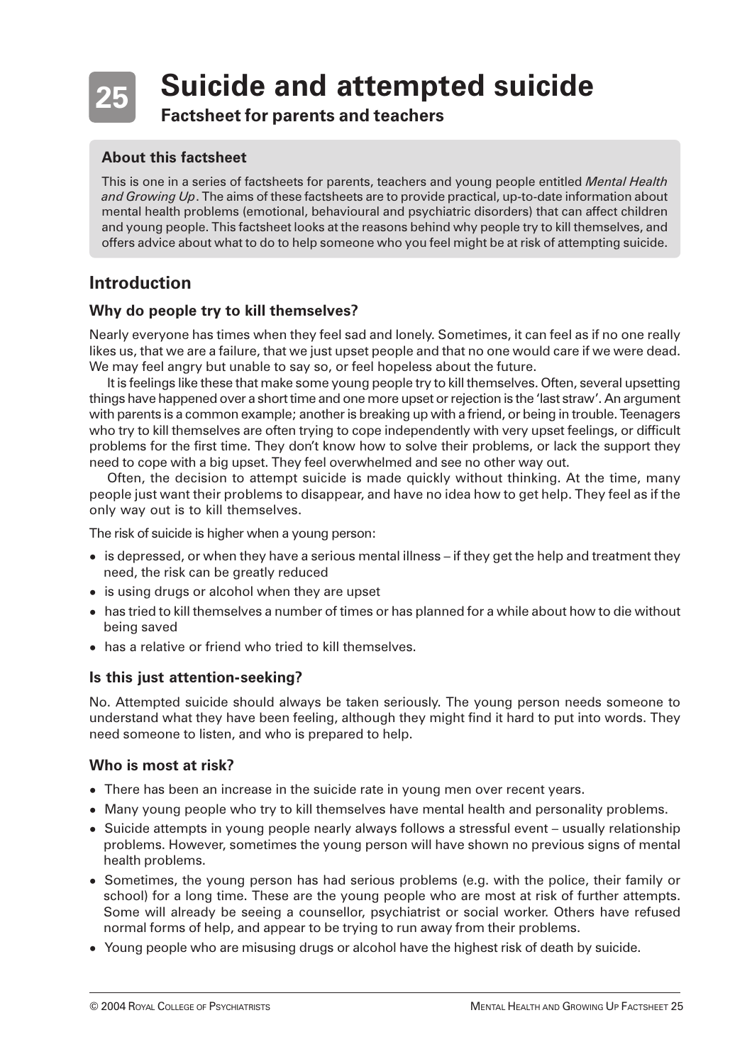# 25 Suicide and attempted suicide

**Factsheet for parents and teachers**

### About this factsheet

This is one in a series of factsheets for parents, teachers and young people entitled *Mental Health and Growing Up*. The aims of these factsheets are to provide practical, up-to-date information about mental health problems (emotional, behavioural and psychiatric disorders) that can affect children and young people. This factsheet looks at the reasons behind why people try to kill themselves, and offers advice about what to do to help someone who you feel might be at risk of attempting suicide.

## Introduction

### Why do people try to kill themselves?

Nearly everyone has times when they feel sad and lonely. Sometimes, it can feel as if no one really likes us, that we are a failure, that we just upset people and that no one would care if we were dead. We may feel angry but unable to say so, or feel hopeless about the future.

It is feelings like these that make some young people try to kill themselves. Often, several upsetting things have happened over a short time and one more upset or rejection is the 'last straw'. An argument with parents is a common example; another is breaking up with a friend, or being in trouble. Teenagers who try to kill themselves are often trying to cope independently with very upset feelings, or difficult problems for the first time. They don't know how to solve their problems, or lack the support they need to cope with a big upset. They feel overwhelmed and see no other way out.

Often, the decision to attempt suicide is made quickly without thinking. At the time, many people just want their problems to disappear, and have no idea how to get help. They feel as if the only way out is to kill themselves.

The risk of suicide is higher when a young person:

- is depressed, or when they have a serious mental illness – if they get the help and treatment they need, the risk can be greatly reduced
- is using drugs or alcohol when they are upset
- has tried to kill themselves a number of times or has planned for a while about how to die without being saved
- has a relative or friend who tried to kill themselves.

### Is this just attention-seeking?

No. Attempted suicide should always be taken seriously. The young person needs someone to understand what they have been feeling, although they might find it hard to put into words. They need someone to listen, and who is prepared to help.

### Who is most at risk?

- There has been an increase in the suicide rate in young men over recent years.
- Many young people who try to kill themselves have mental health and personality problems.
- Suicide attempts in young people nearly always follows a stressful event – usually relationship problems. However, sometimes the young person will have shown no previous signs of mental health problems.
- Sometimes, the young person has had serious problems (e.g. with the police, their family or school) for a long time. These are the young people who are most at risk of further attempts. Some will already be seeing a counsellor, psychiatrist or social worker. Others have refused normal forms of help, and appear to be trying to run away from their problems.
- Young people who are misusing drugs or alcohol have the highest risk of death by suicide.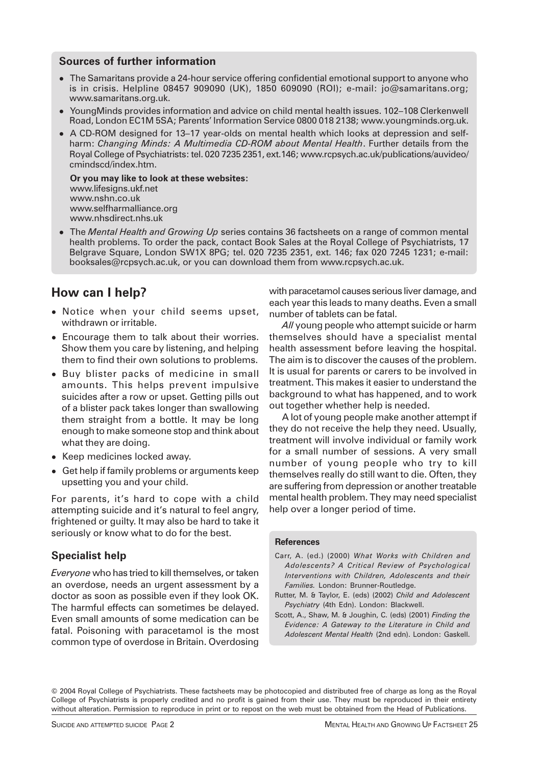### Sources of further information

- The Samaritans provide a 24-hour service offering confidential emotional support to anyone who is in crisis. Helpline 08457 909090 (UK), 1850 609090 (ROI); e-mail: jo@samaritans.org; www.samaritans.org.uk.
- YoungMinds provides information and advice on child mental health issues. 102–108 Clerkenwell Road, London EC1M 5SA; Parents' Information Service 0800 018 2138; www.youngminds.org.uk.
- A CD-ROM designed for 13–17 year-olds on mental health which looks at depression and self-harm: *Changing Minds: A Multimedia CD-ROM about Mental Health*. Further details from the Royal College of Psychiatrists: tel. 020 7235 2351, ext.146; www.rcpsych.ac.uk/publications/auvideo/cmindscd/index.htm.

  **Or you may like to look at these websites:**
  www.lifesigns.ukf.net
  www.nshn.co.uk
  www.selfharmalliance.org
  www.nhsdirect.nhs.uk
- The *Mental Health and Growing Up* series contains 36 factsheets on a range of common mental health problems. To order the pack, contact Book Sales at the Royal College of Psychiatrists, 17 Belgrave Square, London SW1X 8PG; tel. 020 7235 2351, ext. 146; fax 020 7245 1231; e-mail: booksales@rcpsych.ac.uk, or you can download them from www.rcpsych.ac.uk.

## How can I help?

- Notice when your child seems upset, withdrawn or irritable.
- Encourage them to talk about their worries. Show them you care by listening, and helping them to find their own solutions to problems.
- Buy blister packs of medicine in small amounts. This helps prevent impulsive suicides after a row or upset. Getting pills out of a blister pack takes longer than swallowing them straight from a bottle. It may be long enough to make someone stop and think about what they are doing.
- Keep medicines locked away.
- Get help if family problems or arguments keep upsetting you and your child.

For parents, it's hard to cope with a child attempting suicide and it's natural to feel angry, frightened or guilty. It may also be hard to take it seriously or know what to do for the best.

### Specialist help

*Everyone* who has tried to kill themselves, or taken an overdose, needs an urgent assessment by a doctor as soon as possible even if they look OK. The harmful effects can sometimes be delayed. Even small amounts of some medication can be fatal. Poisoning with paracetamol is the most common type of overdose in Britain. Overdosing with paracetamol causes serious liver damage, and each year this leads to many deaths. Even a small number of tablets can be fatal.

*All* young people who attempt suicide or harm themselves should have a specialist mental health assessment before leaving the hospital. The aim is to discover the causes of the problem. It is usual for parents or carers to be involved in treatment. This makes it easier to understand the background to what has happened, and to work out together whether help is needed.

A lot of young people make another attempt if they do not receive the help they need. Usually, treatment will involve individual or family work for a small number of sessions. A very small number of young people who try to kill themselves really do still want to die. Often, they are suffering from depression or another treatable mental health problem. They may need specialist help over a longer period of time.

#### References

Carr, A. (ed.) (2000) *What Works with Children and Adolescents? A Critical Review of Psychological Interventions with Children, Adolescents and their Families.* London: Brunner-Routledge.

Rutter, M. & Taylor, E. (eds) (2002) *Child and Adolescent Psychiatry* (4th Edn). London: Blackwell.

Scott, A., Shaw, M. & Joughin, C. (eds) (2001) *Finding the Evidence: A Gateway to the Literature in Child and Adolescent Mental Health* (2nd edn). London: Gaskell.

© 2004 Royal College of Psychiatrists. These factsheets may be photocopied and distributed free of charge as long as the Royal College of Psychiatrists is properly credited and no profit is gained from their use. They must be reproduced in their entirety without alteration. Permission to reproduce in print or to repost on the web must be obtained from the Head of Publications.